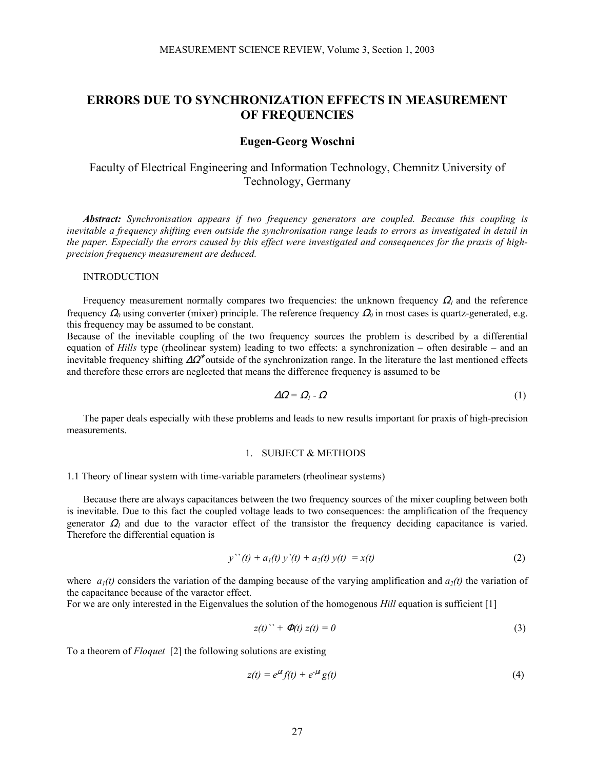# ERRORS DUE TO SYNCHRONIZATION EFFECTS IN MEASUREMENT OF FREQUENCIES

## Eugen-Georg Woschni

Faculty of Electrical Engineering and Information Technology, Chemnitz University of Technology, Germany

***Abstract:*** *Synchronisation appears if two frequency generators are coupled. Because this coupling is inevitable a frequency shifting even outside the synchronisation range leads to errors as investigated in detail in the paper. Especially the errors caused by this effect were investigated and consequences for the praxis of high-precision frequency measurement are deduced.*

## INTRODUCTION

Frequency measurement normally compares two frequencies: the unknown frequency $\Omega_l$ and the reference frequency $\Omega_0$ using converter (mixer) principle. The reference frequency $\Omega_0$ in most cases is quartz-generated, e.g. this frequency may be assumed to be constant.
Because of the inevitable coupling of the two frequency sources the problem is described by a differential equation of *Hills* type (rheolinear system) leading to two effects: a synchronization – often desirable – and an inevitable frequency shifting $\Delta\Omega^*$ outside of the synchronization range. In the literature the last mentioned effects and therefore these errors are neglected that means the difference frequency is assumed to be

$$\Delta\Omega = \Omega_l - \Omega \tag{1}$$

The paper deals especially with these problems and leads to new results important for praxis of high-precision measurements.

## 1. SUBJECT & METHODS

### 1.1 Theory of linear system with time-variable parameters (rheolinear systems)

Because there are always capacitances between the two frequency sources of the mixer coupling between both is inevitable. Due to this fact the coupled voltage leads to two consequences: the amplification of the frequency generator $\Omega_l$ and due to the varactor effect of the transistor the frequency deciding capacitance is varied. Therefore the differential equation is

$$y``(t) + a_1(t)\, y`(t) + a_2(t)\, y(t) = x(t) \tag{2}$$

where $a_1(t)$ considers the variation of the damping because of the varying amplification and $a_2(t)$ the variation of the capacitance because of the varactor effect.
For we are only interested in the Eigenvalues the solution of the homogenous *Hill* equation is sufficient [1]

$$z(t)`` + \Phi(t)\, z(t) = 0 \tag{3}$$

To a theorem of *Floquet* [2] the following solutions are existing

$$z(t) = e^{\mu t} f(t) + e^{-\mu t} g(t) \tag{4}$$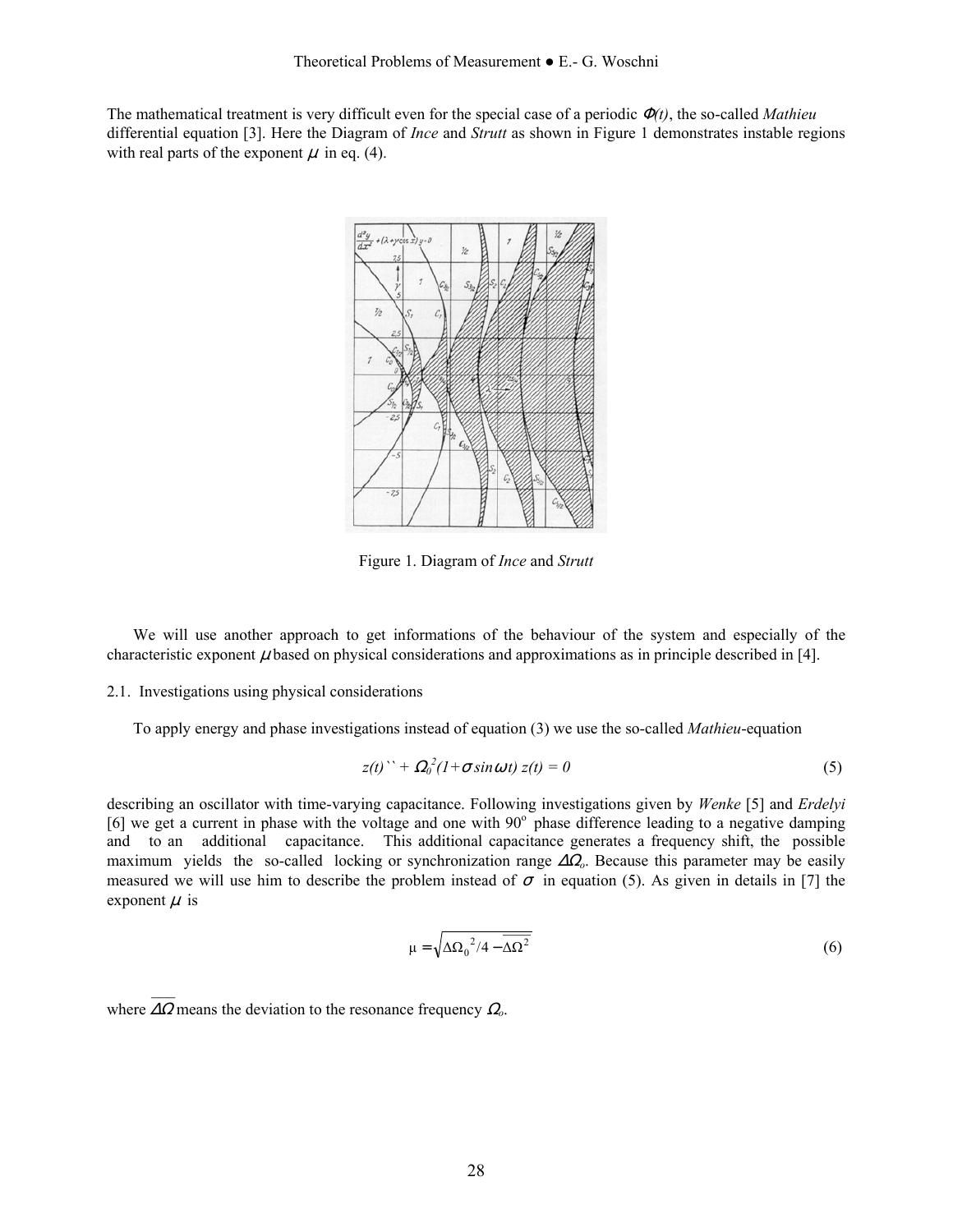The mathematical treatment is very difficult even for the special case of a periodic $\Phi(t)$, the so-called *Mathieu* differential equation [3]. Here the Diagram of *Ince* and *Strutt* as shown in Figure 1 demonstrates instable regions with real parts of the exponent $\mu$ in eq. (4).

Figure 1. Diagram of *Ince* and *Strutt*

We will use another approach to get informations of the behaviour of the system and especially of the characteristic exponent $\mu$ based on physical considerations and approximations as in principle described in [4].

## 2.1. Investigations using physical considerations

To apply energy and phase investigations instead of equation (3) we use the so-called *Mathieu*-equation

$$z(t)'' + \Omega_0^2(1+\sigma \sin\omega t)\, z(t) = 0 \tag{5}$$

describing an oscillator with time-varying capacitance. Following investigations given by *Wenke* [5] and *Erdelyi* [6] we get a current in phase with the voltage and one with 90° phase difference leading to a negative damping and to an additional capacitance. This additional capacitance generates a frequency shift, the possible maximum yields the so-called locking or synchronization range $\Delta\Omega_o$. Because this parameter may be easily measured we will use him to describe the problem instead of $\sigma$ in equation (5). As given in details in [7] the exponent $\mu$ is

$$\mu = \sqrt{\Delta\Omega_0^{\,2}/4 - \overline{\Delta\Omega^2}} \tag{6}$$

where $\overline{\Delta\Omega}$ means the deviation to the resonance frequency $\Omega_o$.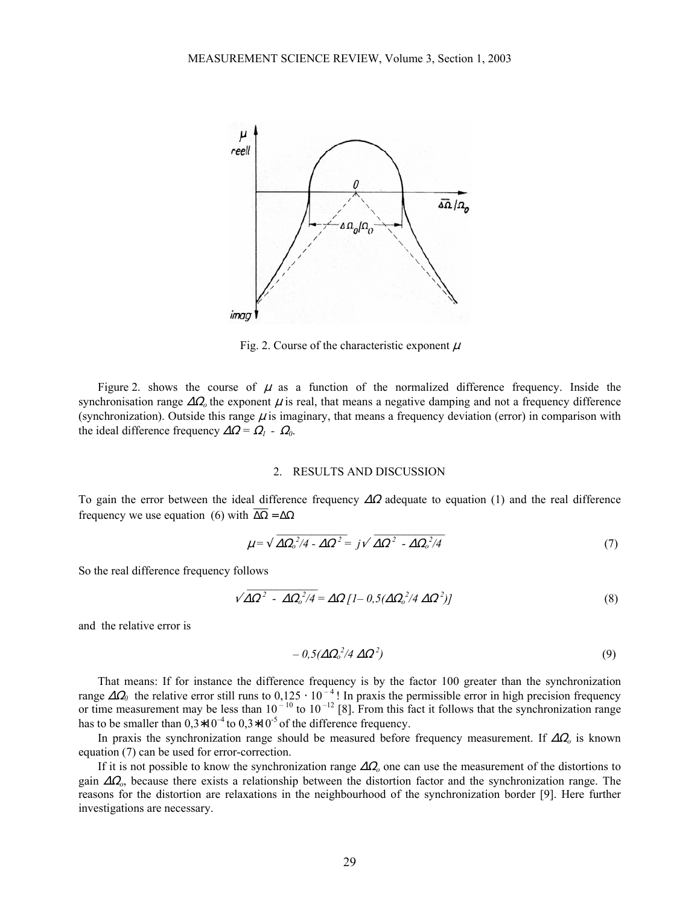Fig. 2. Course of the characteristic exponent $\mu$

Figure 2. shows the course of $\mu$ as a function of the normalized difference frequency. Inside the synchronisation range $\Delta\Omega_o$ the exponent $\mu$ is real, that means a negative damping and not a frequency difference (synchronization). Outside this range $\mu$ is imaginary, that means a frequency deviation (error) in comparison with the ideal difference frequency $\Delta\Omega = \Omega_1 - \Omega_0$.

## 2. RESULTS AND DISCUSSION

To gain the error between the ideal difference frequency $\Delta\Omega$ adequate to equation (1) and the real difference frequency we use equation (6) with $\overline{\Delta\Omega} = \Delta\Omega$

$$\mu = \sqrt{\Delta\Omega_o^2/4 - \Delta\Omega^2} = j\sqrt{\Delta\Omega^2 - \Delta\Omega_o^2/4} \tag{7}$$

So the real difference frequency follows

$$\sqrt{\Delta\Omega^2 - \Delta\Omega_o^2/4} = \Delta\Omega\,[1 - 0{,}5(\Delta\Omega_o^2/4\,\Delta\Omega^2)] \tag{8}$$

and the relative error is

$$-0{,}5(\Delta\Omega_o^2/4\,\Delta\Omega^2) \tag{9}$$

That means: If for instance the difference frequency is by the factor 100 greater than the synchronization range $\Delta\Omega_0$ the relative error still runs to $0{,}125 \cdot 10^{-4}$ ! In praxis the permissible error in high precision frequency or time measurement may be less than $10^{-10}$ to $10^{-12}$ [8]. From this fact it follows that the synchronization range has to be smaller than $0{,}3{*}10^{-4}$ to $0{,}3{*}10^{-5}$ of the difference frequency.

In praxis the synchronization range should be measured before frequency measurement. If $\Delta\Omega_o$ is known equation (7) can be used for error-correction.

If it is not possible to know the synchronization range $\Delta\Omega_o$ one can use the measurement of the distortions to gain $\Delta\Omega_o$, because there exists a relationship between the distortion factor and the synchronization range. The reasons for the distortion are relaxations in the neighbourhood of the synchronization border [9]. Here further investigations are necessary.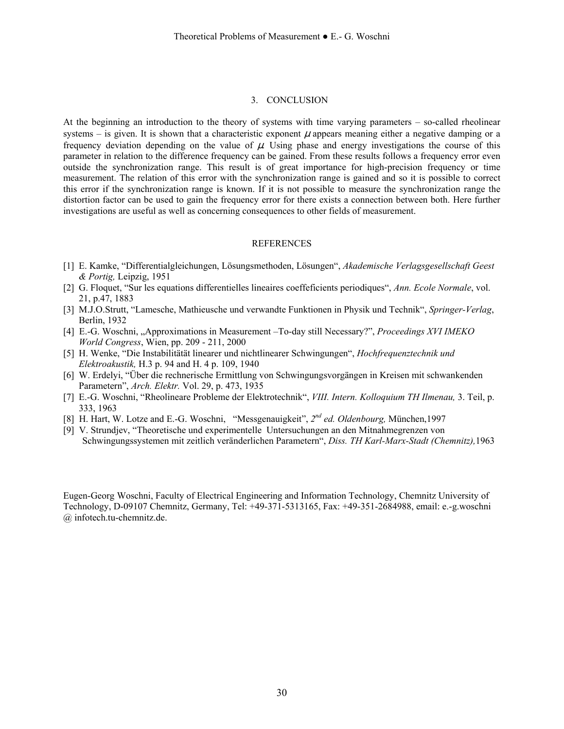## 3. CONCLUSION

At the beginning an introduction to the theory of systems with time varying parameters – so-called rheolinear systems – is given. It is shown that a characteristic exponent $\mu$ appears meaning either a negative damping or a frequency deviation depending on the value of $\mu$. Using phase and energy investigations the course of this parameter in relation to the difference frequency can be gained. From these results follows a frequency error even outside the synchronization range. This result is of great importance for high-precision frequency or time measurement. The relation of this error with the synchronization range is gained and so it is possible to correct this error if the synchronization range is known. If it is not possible to measure the synchronization range the distortion factor can be used to gain the frequency error for there exists a connection between both. Here further investigations are useful as well as concerning consequences to other fields of measurement.

## REFERENCES

[1] E. Kamke, "Differentialgleichungen, Lösungsmethoden, Lösungen", *Akademische Verlagsgesellschaft Geest & Portig,* Leipzig, 1951

[2] G. Floquet, "Sur les equations differentielles lineaires coeffeficients periodiques", *Ann. Ecole Normale*, vol. 21, p.47, 1883

[3] M.J.O.Strutt, "Lamesche, Mathieusche und verwandte Funktionen in Physik und Technik", *Springer-Verlag*, Berlin, 1932

[4] E.-G. Woschni, „Approximations in Measurement –To-day still Necessary?", *Proceedings XVI IMEKO World Congress*, Wien, pp. 209 - 211, 2000

[5] H. Wenke, "Die Instabilitätät linearer und nichtlinearer Schwingungen", *Hochfrequenztechnik und Elektroakustik,* H.3 p. 94 and H. 4 p. 109, 1940

[6] W. Erdelyi, "Über die rechnerische Ermittlung von Schwingungsvorgängen in Kreisen mit schwankenden Parametern", *Arch. Elektr.* Vol. 29, p. 473, 1935

[7] E.-G. Woschni, "Rheolineare Probleme der Elektrotechnik", *VIII. Intern. Kolloquium TH Ilmenau,* 3. Teil, p. 333, 1963

[8] H. Hart, W. Lotze and E.-G. Woschni, "Messgenauigkeit", *2nd ed. Oldenbourg,* München,1997

[9] V. Strundjev, "Theoretische und experimentelle Untersuchungen an den Mitnahmegrenzen von Schwingungssystemen mit zeitlich veränderlichen Parametern", *Diss. TH Karl-Marx-Stadt (Chemnitz),*1963

Eugen-Georg Woschni, Faculty of Electrical Engineering and Information Technology, Chemnitz University of Technology, D-09107 Chemnitz, Germany, Tel: +49-371-5313165, Fax: +49-351-2684988, email: e.-g.woschni @ infotech.tu-chemnitz.de.